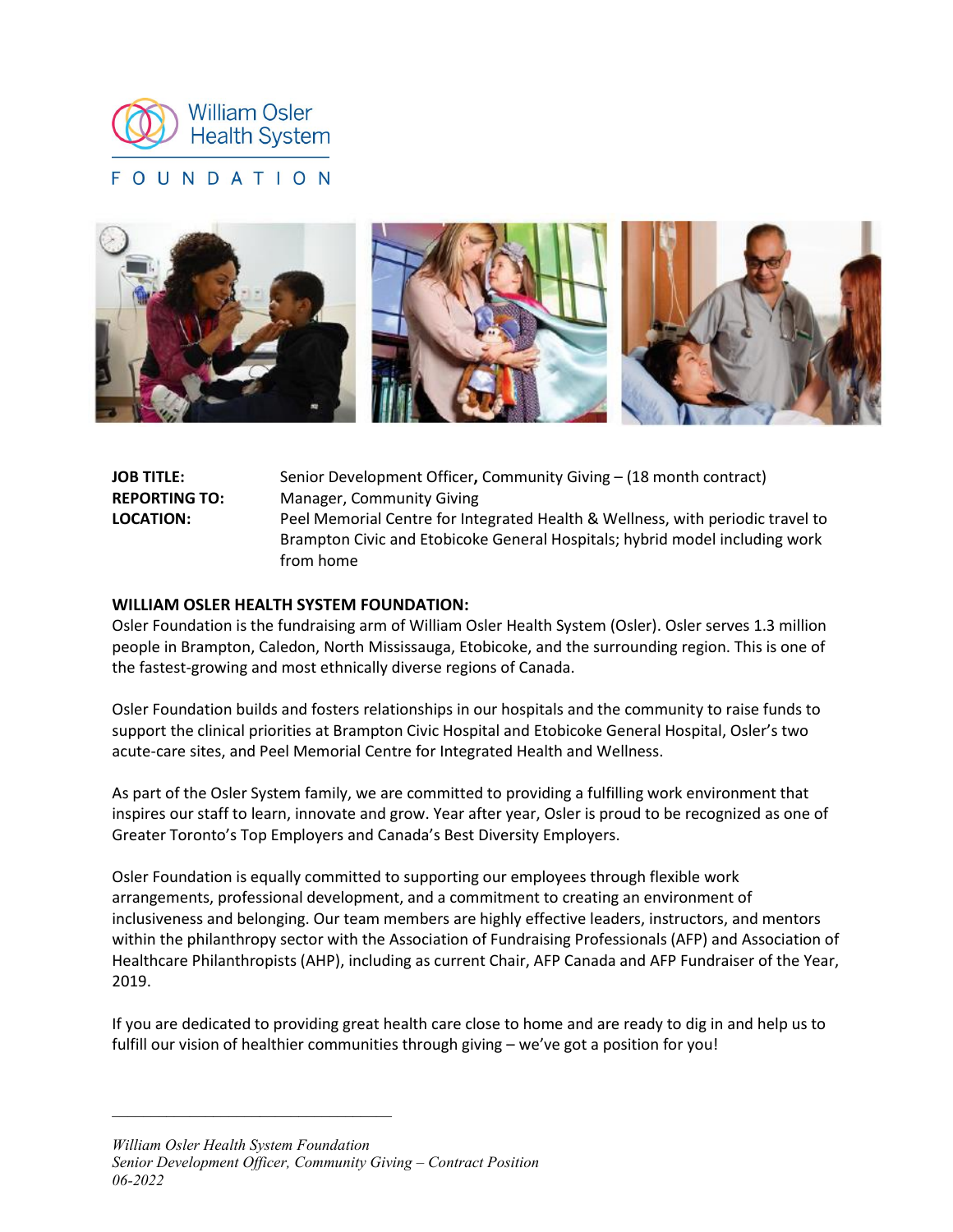William Osler Health System

FOUNDATION

**JOB TITLE:** Senior Development Officer**,** Community Giving – (18 month contract)
**REPORTING TO:** Manager, Community Giving
**LOCATION:** Peel Memorial Centre for Integrated Health & Wellness, with periodic travel to Brampton Civic and Etobicoke General Hospitals; hybrid model including work from home

**WILLIAM OSLER HEALTH SYSTEM FOUNDATION:**

Osler Foundation is the fundraising arm of William Osler Health System (Osler). Osler serves 1.3 million people in Brampton, Caledon, North Mississauga, Etobicoke, and the surrounding region. This is one of the fastest-growing and most ethnically diverse regions of Canada.

Osler Foundation builds and fosters relationships in our hospitals and the community to raise funds to support the clinical priorities at Brampton Civic Hospital and Etobicoke General Hospital, Osler's two acute-care sites, and Peel Memorial Centre for Integrated Health and Wellness.

As part of the Osler System family, we are committed to providing a fulfilling work environment that inspires our staff to learn, innovate and grow. Year after year, Osler is proud to be recognized as one of Greater Toronto's Top Employers and Canada's Best Diversity Employers.

Osler Foundation is equally committed to supporting our employees through flexible work arrangements, professional development, and a commitment to creating an environment of inclusiveness and belonging. Our team members are highly effective leaders, instructors, and mentors within the philanthropy sector with the Association of Fundraising Professionals (AFP) and Association of Healthcare Philanthropists (AHP), including as current Chair, AFP Canada and AFP Fundraiser of the Year, 2019.

If you are dedicated to providing great health care close to home and are ready to dig in and help us to fulfill our vision of healthier communities through giving – we've got a position for you!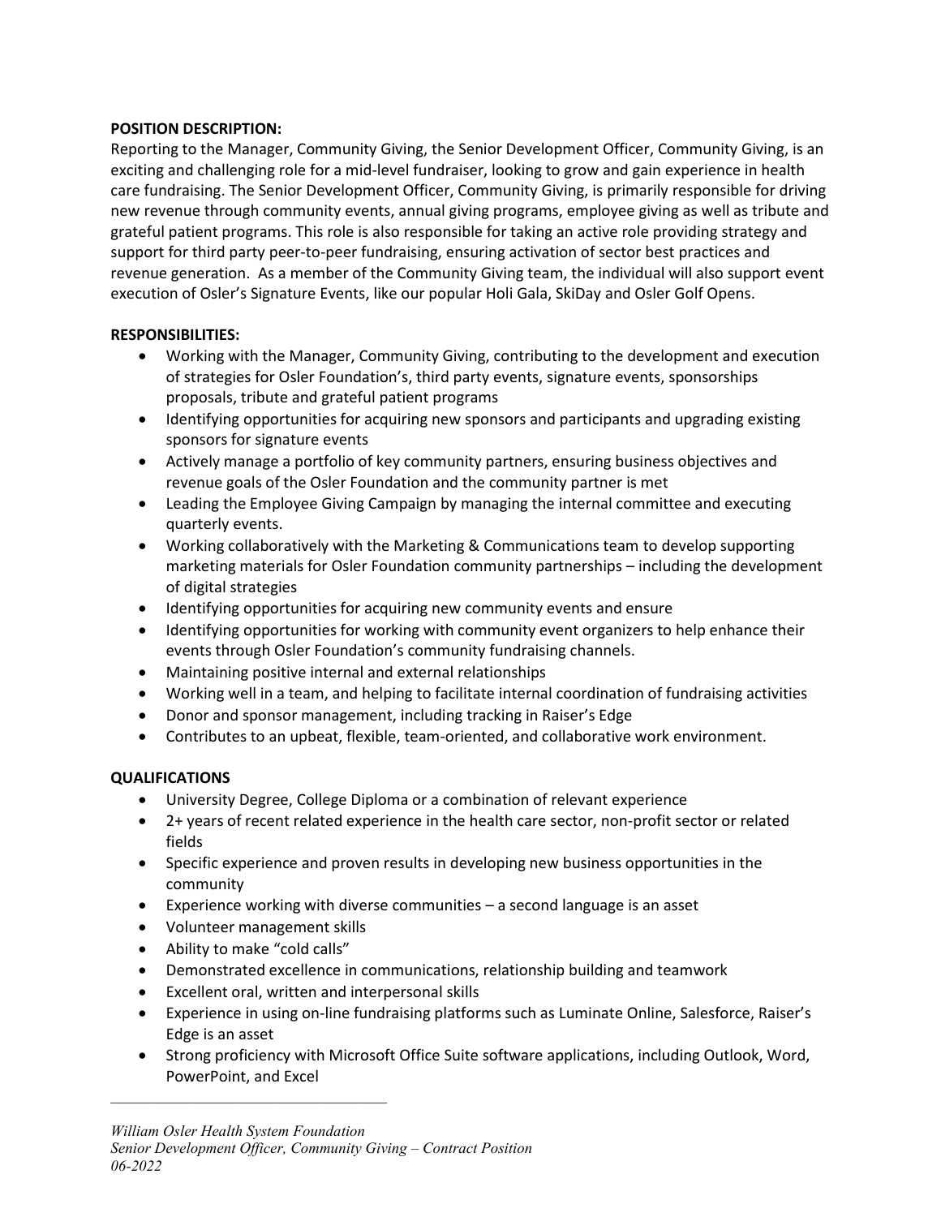**POSITION DESCRIPTION:**

Reporting to the Manager, Community Giving, the Senior Development Officer, Community Giving, is an exciting and challenging role for a mid-level fundraiser, looking to grow and gain experience in health care fundraising. The Senior Development Officer, Community Giving, is primarily responsible for driving new revenue through community events, annual giving programs, employee giving as well as tribute and grateful patient programs. This role is also responsible for taking an active role providing strategy and support for third party peer-to-peer fundraising, ensuring activation of sector best practices and revenue generation. As a member of the Community Giving team, the individual will also support event execution of Osler's Signature Events, like our popular Holi Gala, SkiDay and Osler Golf Opens.

**RESPONSIBILITIES:**

- Working with the Manager, Community Giving, contributing to the development and execution of strategies for Osler Foundation's, third party events, signature events, sponsorships proposals, tribute and grateful patient programs
- Identifying opportunities for acquiring new sponsors and participants and upgrading existing sponsors for signature events
- Actively manage a portfolio of key community partners, ensuring business objectives and revenue goals of the Osler Foundation and the community partner is met
- Leading the Employee Giving Campaign by managing the internal committee and executing quarterly events.
- Working collaboratively with the Marketing & Communications team to develop supporting marketing materials for Osler Foundation community partnerships – including the development of digital strategies
- Identifying opportunities for acquiring new community events and ensure
- Identifying opportunities for working with community event organizers to help enhance their events through Osler Foundation's community fundraising channels.
- Maintaining positive internal and external relationships
- Working well in a team, and helping to facilitate internal coordination of fundraising activities
- Donor and sponsor management, including tracking in Raiser's Edge
- Contributes to an upbeat, flexible, team-oriented, and collaborative work environment.

**QUALIFICATIONS**

- University Degree, College Diploma or a combination of relevant experience
- 2+ years of recent related experience in the health care sector, non-profit sector or related fields
- Specific experience and proven results in developing new business opportunities in the community
- Experience working with diverse communities – a second language is an asset
- Volunteer management skills
- Ability to make "cold calls"
- Demonstrated excellence in communications, relationship building and teamwork
- Excellent oral, written and interpersonal skills
- Experience in using on-line fundraising platforms such as Luminate Online, Salesforce, Raiser's Edge is an asset
- Strong proficiency with Microsoft Office Suite software applications, including Outlook, Word, PowerPoint, and Excel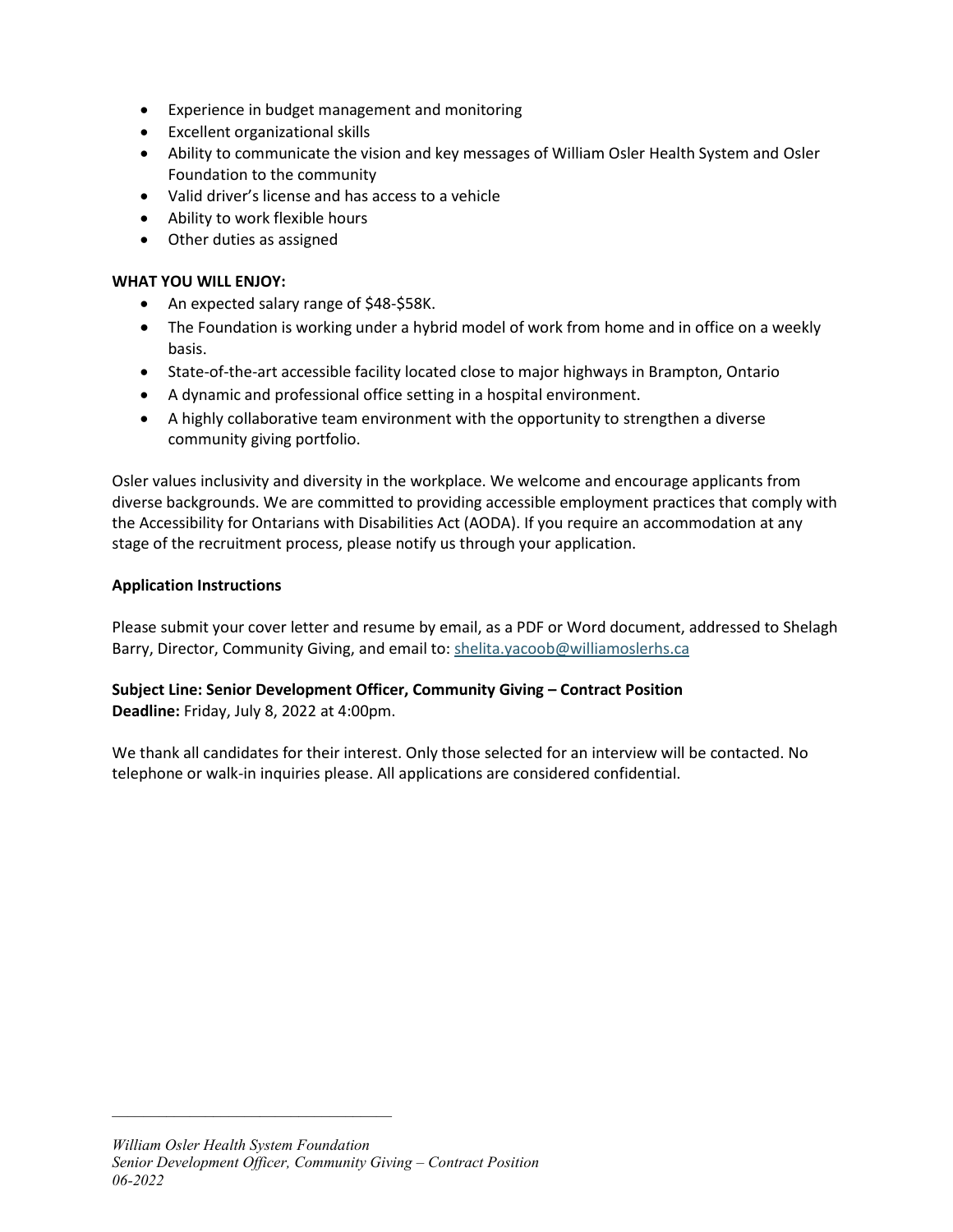- Experience in budget management and monitoring
- Excellent organizational skills
- Ability to communicate the vision and key messages of William Osler Health System and Osler Foundation to the community
- Valid driver's license and has access to a vehicle
- Ability to work flexible hours
- Other duties as assigned

**WHAT YOU WILL ENJOY:**

- An expected salary range of $48-$58K.
- The Foundation is working under a hybrid model of work from home and in office on a weekly basis.
- State-of-the-art accessible facility located close to major highways in Brampton, Ontario
- A dynamic and professional office setting in a hospital environment.
- A highly collaborative team environment with the opportunity to strengthen a diverse community giving portfolio.

Osler values inclusivity and diversity in the workplace. We welcome and encourage applicants from diverse backgrounds. We are committed to providing accessible employment practices that comply with the Accessibility for Ontarians with Disabilities Act (AODA). If you require an accommodation at any stage of the recruitment process, please notify us through your application.

**Application Instructions**

Please submit your cover letter and resume by email, as a PDF or Word document, addressed to Shelagh Barry, Director, Community Giving, and email to: shelita.yacoob@williamoslerhs.ca

**Subject Line: Senior Development Officer, Community Giving – Contract Position**
**Deadline:** Friday, July 8, 2022 at 4:00pm.

We thank all candidates for their interest. Only those selected for an interview will be contacted. No telephone or walk-in inquiries please. All applications are considered confidential.